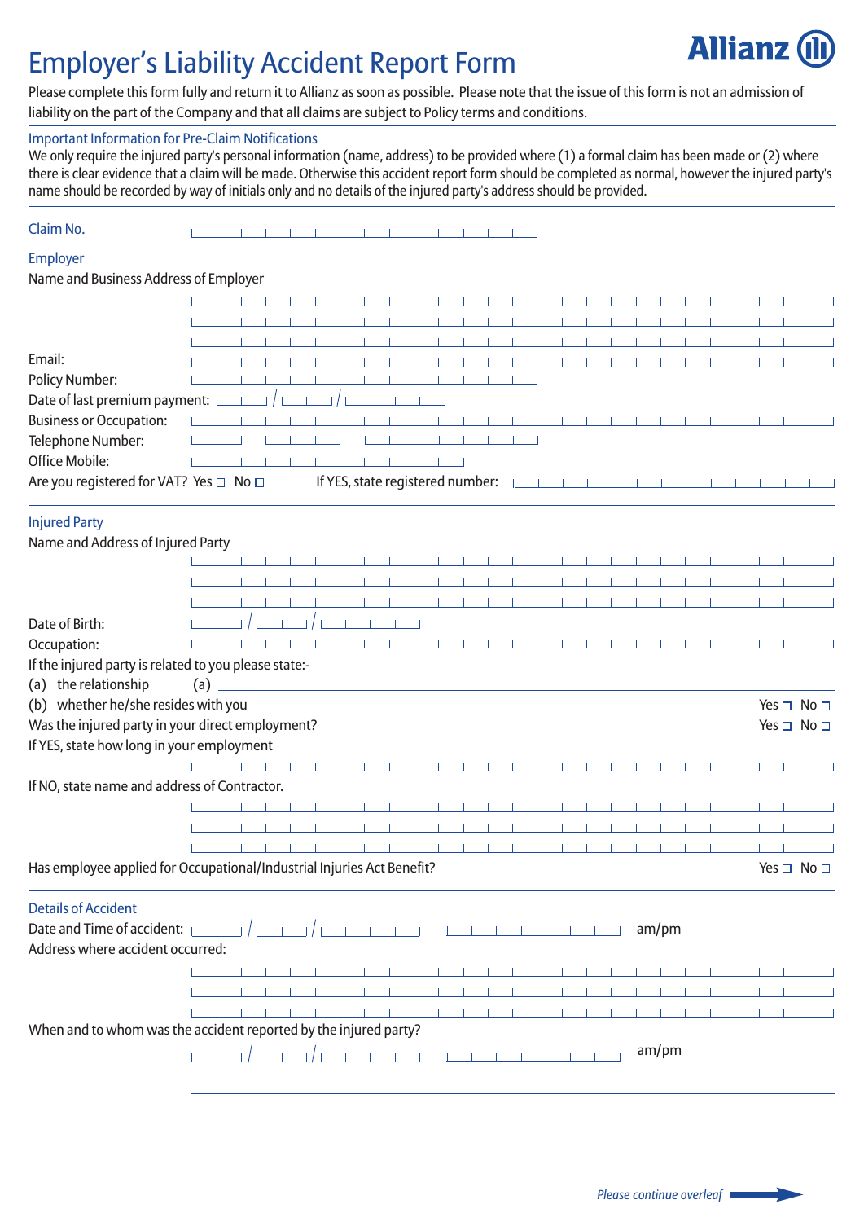# Employer's Liability Accident Report Form

Allianz

Please complete this form fully and return it to Allianz as soon as possible. Please note that the issue of this form is not an admission of liability on the part of the Company and that all claims are subject to Policy terms and conditions.

## Important Information for Pre-Claim Notifications

We only require the injured party's personal information (name, address) to be provided where (1) a formal claim has been made or (2) where there is clear evidence that a claim will be made. Otherwise this accident report form should be completed as normal, however the injured party's name should be recorded by way of initials only and no details of the injured party's address should be provided.

Claim No.

## Employer

Name and Business Address of Employer

Email:

Policy Number:

Date of last premium payment: / /

Business or Occupation:

Telephone Number:

Office Mobile:

Are you registered for VAT? Yes ☐ No ☐ If YES, state registered number:

## Injured Party

Name and Address of Injured Party

Date of Birth: / /

Occupation:

If the injured party is related to you please state:-

(a) the relationship (a)

(b) whether he/she resides with you Yes ☐ No ☐

Was the injured party in your direct employment? Yes ☐ No ☐

If YES, state how long in your employment

If NO, state name and address of Contractor.

Has employee applied for Occupational/Industrial Injuries Act Benefit? Yes ☐ No ☐

## Details of Accident

Date and Time of accident: / / am/pm

Address where accident occurred:

When and to whom was the accident reported by the injured party?

/ / am/pm

*Please continue overleaf*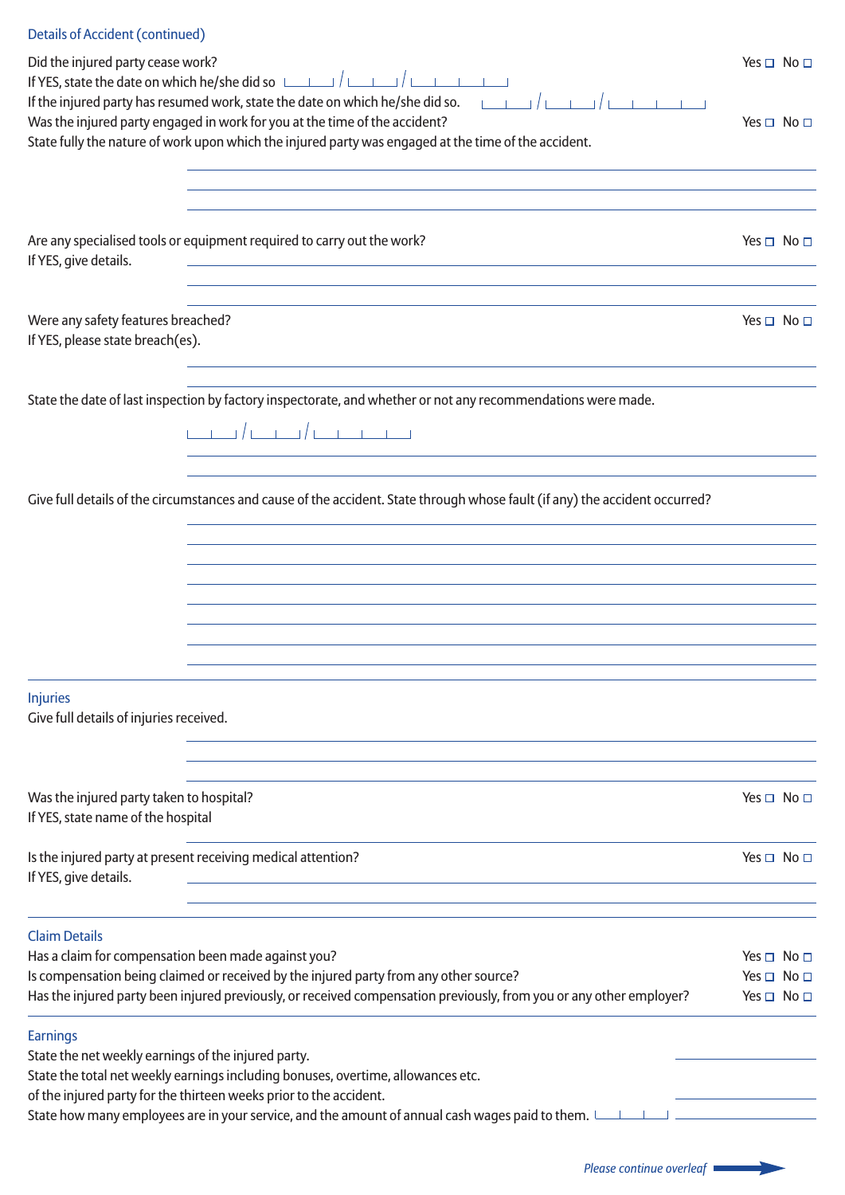## Details of Accident (continued)

Did the injured party cease work? Yes ☐ No ☐

If YES, state the date on which he/she did so ____ / ____ / ________

If the injured party has resumed work, state the date on which he/she did so. ____ / ____ / ________

Was the injured party engaged in work for you at the time of the accident? Yes ☐ No ☐

State fully the nature of work upon which the injured party was engaged at the time of the accident.

Are any specialised tools or equipment required to carry out the work? Yes ☐ No ☐

If YES, give details.

Were any safety features breached? Yes ☐ No ☐

If YES, please state breach(es).

State the date of last inspection by factory inspectorate, and whether or not any recommendations were made.

____ / ____ / ________

Give full details of the circumstances and cause of the accident. State through whose fault (if any) the accident occurred?

## Injuries

Give full details of injuries received.

Was the injured party taken to hospital? Yes ☐ No ☐

If YES, state name of the hospital

Is the injured party at present receiving medical attention? Yes ☐ No ☐

If YES, give details.

## Claim Details

Has a claim for compensation been made against you? Yes ☐ No ☐

Is compensation being claimed or received by the injured party from any other source? Yes ☐ No ☐

Has the injured party been injured previously, or received compensation previously, from you or any other employer? Yes ☐ No ☐

## Earnings

State the net weekly earnings of the injured party.

State the total net weekly earnings including bonuses, overtime, allowances etc. of the injured party for the thirteen weeks prior to the accident.

State how many employees are in your service, and the amount of annual cash wages paid to them.

*Please continue overleaf*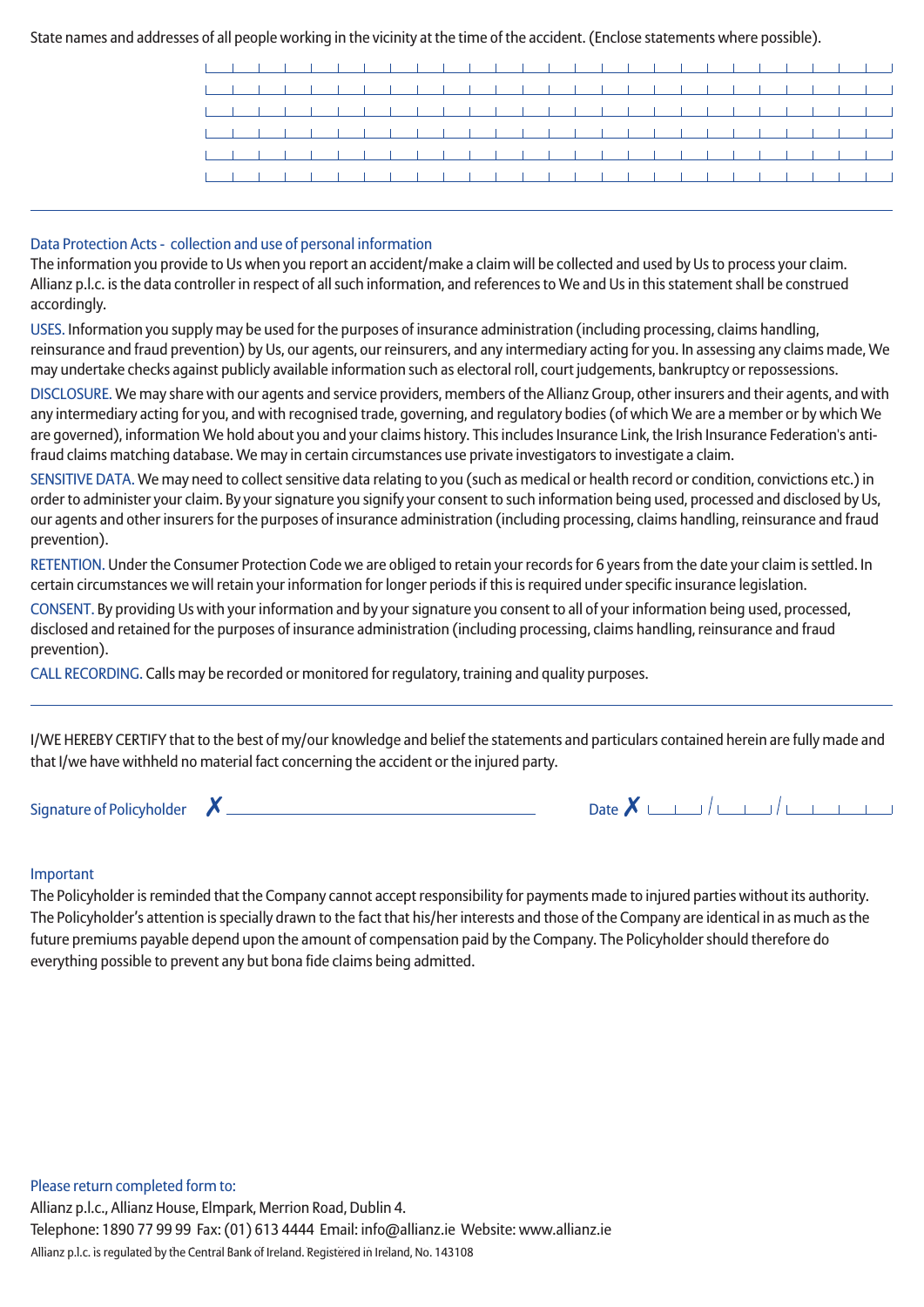State names and addresses of all people working in the vicinity at the time of the accident. (Enclose statements where possible).

---

## Data Protection Acts - collection and use of personal information

The information you provide to Us when you report an accident/make a claim will be collected and used by Us to process your claim. Allianz p.l.c. is the data controller in respect of all such information, and references to We and Us in this statement shall be construed accordingly.

USES. Information you supply may be used for the purposes of insurance administration (including processing, claims handling, reinsurance and fraud prevention) by Us, our agents, our reinsurers, and any intermediary acting for you. In assessing any claims made, We may undertake checks against publicly available information such as electoral roll, court judgements, bankruptcy or repossessions.

DISCLOSURE. We may share with our agents and service providers, members of the Allianz Group, other insurers and their agents, and with any intermediary acting for you, and with recognised trade, governing, and regulatory bodies (of which We are a member or by which We are governed), information We hold about you and your claims history. This includes Insurance Link, the Irish Insurance Federation's anti-fraud claims matching database. We may in certain circumstances use private investigators to investigate a claim.

SENSITIVE DATA. We may need to collect sensitive data relating to you (such as medical or health record or condition, convictions etc.) in order to administer your claim. By your signature you signify your consent to such information being used, processed and disclosed by Us, our agents and other insurers for the purposes of insurance administration (including processing, claims handling, reinsurance and fraud prevention).

RETENTION. Under the Consumer Protection Code we are obliged to retain your records for 6 years from the date your claim is settled. In certain circumstances we will retain your information for longer periods if this is required under specific insurance legislation.

CONSENT. By providing Us with your information and by your signature you consent to all of your information being used, processed, disclosed and retained for the purposes of insurance administration (including processing, claims handling, reinsurance and fraud prevention).

CALL RECORDING. Calls may be recorded or monitored for regulatory, training and quality purposes.

---

I/WE HEREBY CERTIFY that to the best of my/our knowledge and belief the statements and particulars contained herein are fully made and that I/we have withheld no material fact concerning the accident or the injured party.

Signature of Policyholder ✗ ______________________ Date ✗ ___ / ___ / _____

## Important

The Policyholder is reminded that the Company cannot accept responsibility for payments made to injured parties without its authority. The Policyholder's attention is specially drawn to the fact that his/her interests and those of the Company are identical in as much as the future premiums payable depend upon the amount of compensation paid by the Company. The Policyholder should therefore do everything possible to prevent any but bona fide claims being admitted.

Please return completed form to:

Allianz p.l.c., Allianz House, Elmpark, Merrion Road, Dublin 4.

Telephone: 1890 77 99 99 Fax: (01) 613 4444 Email: info@allianz.ie Website: www.allianz.ie

Allianz p.l.c. is regulated by the Central Bank of Ireland. Registered in Ireland, No. 143108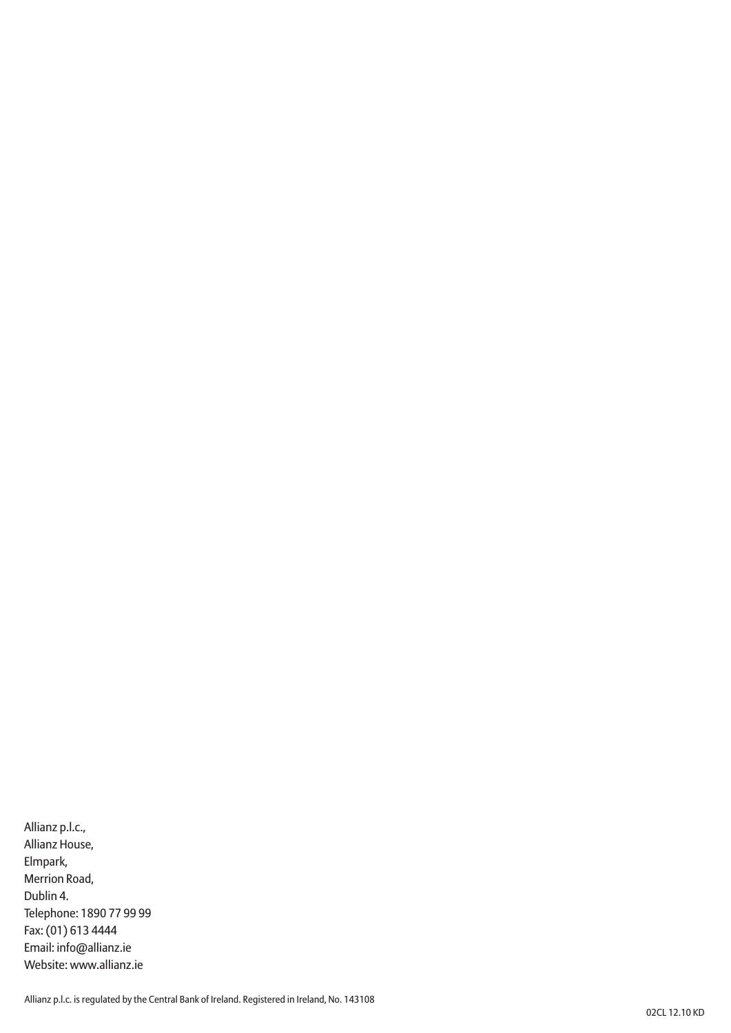Allianz p.l.c.,
Allianz House,
Elmpark,
Merrion Road,
Dublin 4.
Telephone: 1890 77 99 99
Fax: (01) 613 4444
Email: info@allianz.ie
Website: www.allianz.ie

Allianz p.l.c. is regulated by the Central Bank of Ireland. Registered in Ireland, No. 143108

02CL 12.10 KD